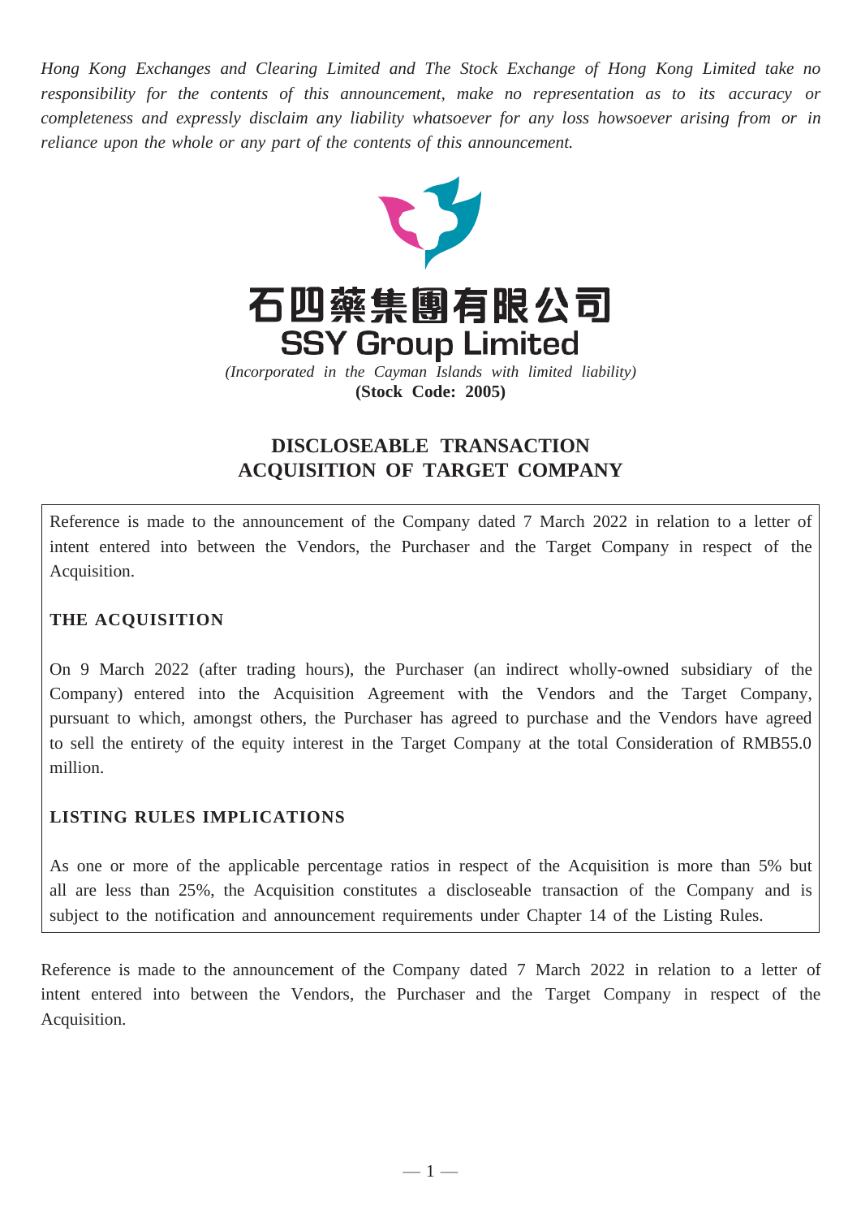*Hong Kong Exchanges and Clearing Limited and The Stock Exchange of Hong Kong Limited take no responsibility for the contents of this announcement, make no representation as to its accuracy or completeness and expressly disclaim any liability whatsoever for any loss howsoever arising from or in reliance upon the whole or any part of the contents of this announcement.*

# 石四藥集團有限公司
# SSY Group Limited

*(Incorporated in the Cayman Islands with limited liability)*
**(Stock Code: 2005)**

## DISCLOSEABLE TRANSACTION
## ACQUISITION OF TARGET COMPANY

Reference is made to the announcement of the Company dated 7 March 2022 in relation to a letter of intent entered into between the Vendors, the Purchaser and the Target Company in respect of the Acquisition.

**THE ACQUISITION**

On 9 March 2022 (after trading hours), the Purchaser (an indirect wholly-owned subsidiary of the Company) entered into the Acquisition Agreement with the Vendors and the Target Company, pursuant to which, amongst others, the Purchaser has agreed to purchase and the Vendors have agreed to sell the entirety of the equity interest in the Target Company at the total Consideration of RMB55.0 million.

**LISTING RULES IMPLICATIONS**

As one or more of the applicable percentage ratios in respect of the Acquisition is more than 5% but all are less than 25%, the Acquisition constitutes a discloseable transaction of the Company and is subject to the notification and announcement requirements under Chapter 14 of the Listing Rules.

Reference is made to the announcement of the Company dated 7 March 2022 in relation to a letter of intent entered into between the Vendors, the Purchaser and the Target Company in respect of the Acquisition.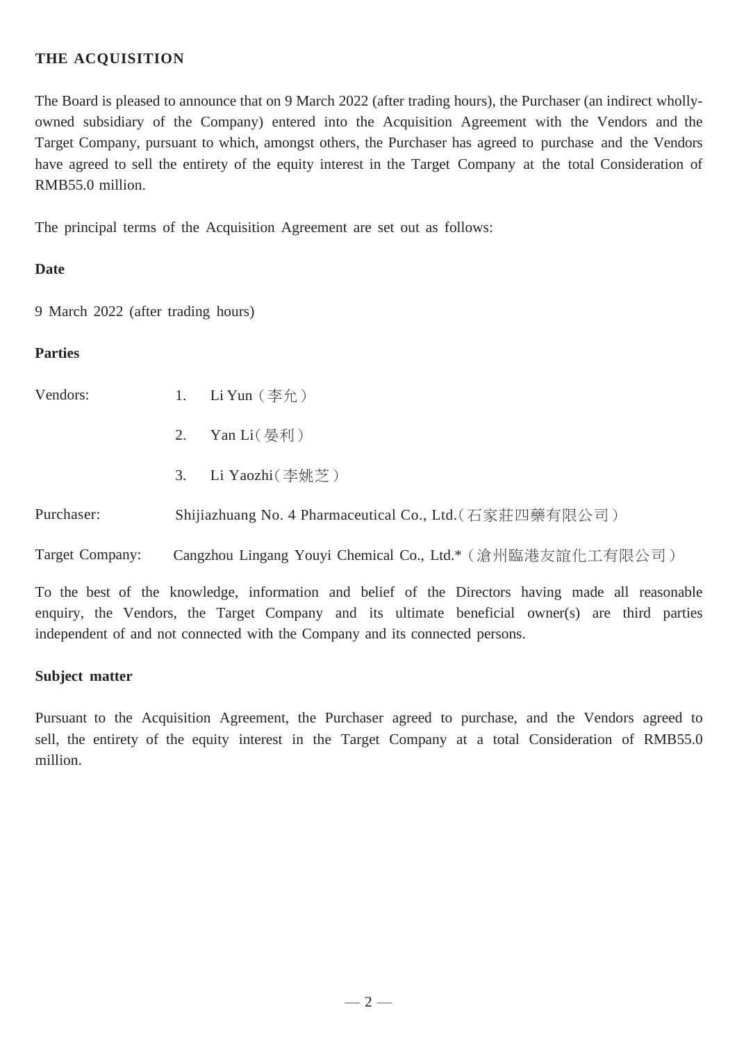## THE ACQUISITION

The Board is pleased to announce that on 9 March 2022 (after trading hours), the Purchaser (an indirect wholly-owned subsidiary of the Company) entered into the Acquisition Agreement with the Vendors and the Target Company, pursuant to which, amongst others, the Purchaser has agreed to purchase and the Vendors have agreed to sell the entirety of the equity interest in the Target Company at the total Consideration of RMB55.0 million.

The principal terms of the Acquisition Agreement are set out as follows:

### Date

9 March 2022 (after trading hours)

### Parties

Vendors:
1. Li Yun（李允）
2. Yan Li（晏利）
3. Li Yaozhi（李姚芝）

Purchaser: Shijiazhuang No. 4 Pharmaceutical Co., Ltd.（石家莊四藥有限公司）

Target Company: Cangzhou Lingang Youyi Chemical Co., Ltd.*（滄州臨港友誼化工有限公司）

To the best of the knowledge, information and belief of the Directors having made all reasonable enquiry, the Vendors, the Target Company and its ultimate beneficial owner(s) are third parties independent of and not connected with the Company and its connected persons.

### Subject matter

Pursuant to the Acquisition Agreement, the Purchaser agreed to purchase, and the Vendors agreed to sell, the entirety of the equity interest in the Target Company at a total Consideration of RMB55.0 million.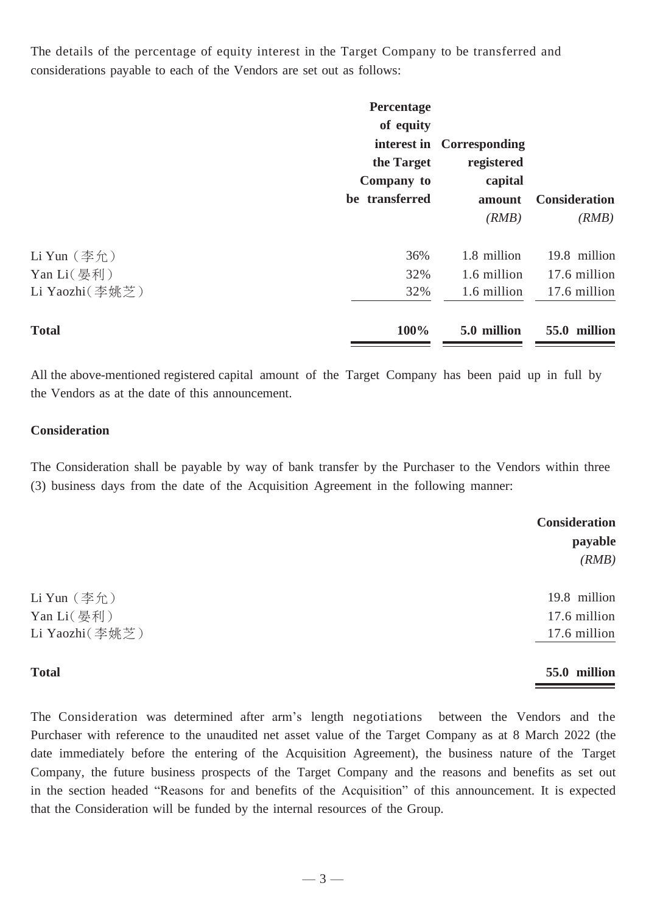The details of the percentage of equity interest in the Target Company to be transferred and considerations payable to each of the Vendors are set out as follows:

| | **Percentage of equity interest in the Target Company to be transferred** | **Corresponding registered capital amount** *(RMB)* | **Consideration** *(RMB)* |
|---|---|---|---|
| Li Yun（李允） | 36% | 1.8 million | 19.8 million |
| Yan Li（晏利） | 32% | 1.6 million | 17.6 million |
| Li Yaozhi（李姚芝） | 32% | 1.6 million | 17.6 million |
| **Total** | **100%** | **5.0 million** | **55.0 million** |

All the above-mentioned registered capital amount of the Target Company has been paid up in full by the Vendors as at the date of this announcement.

**Consideration**

The Consideration shall be payable by way of bank transfer by the Purchaser to the Vendors within three (3) business days from the date of the Acquisition Agreement in the following manner:

| | **Consideration payable** *(RMB)* |
|---|---|
| Li Yun（李允） | 19.8 million |
| Yan Li（晏利） | 17.6 million |
| Li Yaozhi（李姚芝） | 17.6 million |
| **Total** | **55.0 million** |

The Consideration was determined after arm's length negotiations between the Vendors and the Purchaser with reference to the unaudited net asset value of the Target Company as at 8 March 2022 (the date immediately before the entering of the Acquisition Agreement), the business nature of the Target Company, the future business prospects of the Target Company and the reasons and benefits as set out in the section headed "Reasons for and benefits of the Acquisition" of this announcement. It is expected that the Consideration will be funded by the internal resources of the Group.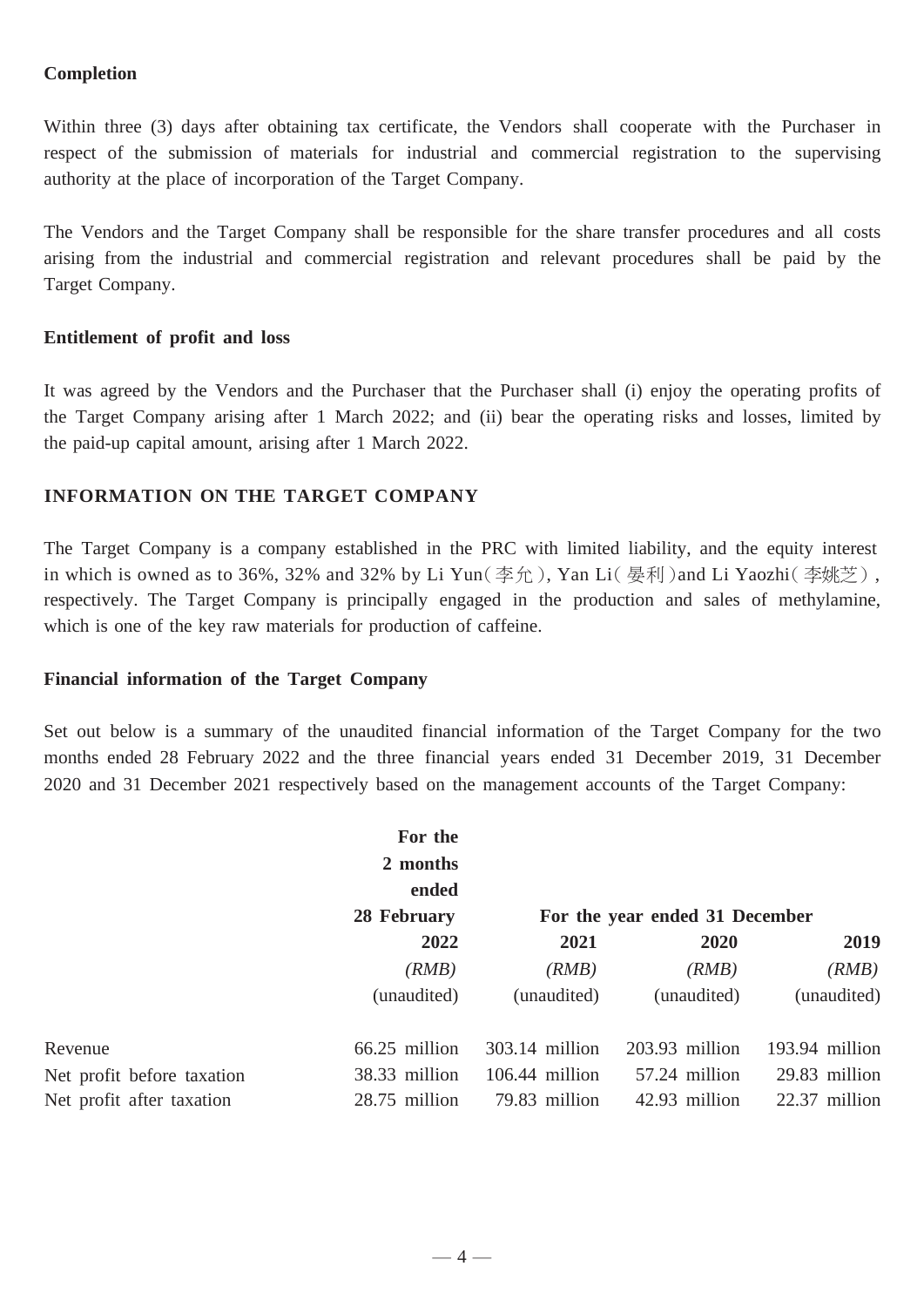**Completion**

Within three (3) days after obtaining tax certificate, the Vendors shall cooperate with the Purchaser in respect of the submission of materials for industrial and commercial registration to the supervising authority at the place of incorporation of the Target Company.

The Vendors and the Target Company shall be responsible for the share transfer procedures and all costs arising from the industrial and commercial registration and relevant procedures shall be paid by the Target Company.

**Entitlement of profit and loss**

It was agreed by the Vendors and the Purchaser that the Purchaser shall (i) enjoy the operating profits of the Target Company arising after 1 March 2022; and (ii) bear the operating risks and losses, limited by the paid-up capital amount, arising after 1 March 2022.

## INFORMATION ON THE TARGET COMPANY

The Target Company is a company established in the PRC with limited liability, and the equity interest in which is owned as to 36%, 32% and 32% by Li Yun（李允）, Yan Li（晏利）and Li Yaozhi（李姚芝）, respectively. The Target Company is principally engaged in the production and sales of methylamine, which is one of the key raw materials for production of caffeine.

**Financial information of the Target Company**

Set out below is a summary of the unaudited financial information of the Target Company for the two months ended 28 February 2022 and the three financial years ended 31 December 2019, 31 December 2020 and 31 December 2021 respectively based on the management accounts of the Target Company:

| | **For the 2 months ended 28 February** | **For the year ended 31 December** | | |
|---|---|---|---|---|
| | **2022** | **2021** | **2020** | **2019** |
| | *(RMB)* | *(RMB)* | *(RMB)* | *(RMB)* |
| | (unaudited) | (unaudited) | (unaudited) | (unaudited) |
| Revenue | 66.25 million | 303.14 million | 203.93 million | 193.94 million |
| Net profit before taxation | 38.33 million | 106.44 million | 57.24 million | 29.83 million |
| Net profit after taxation | 28.75 million | 79.83 million | 42.93 million | 22.37 million |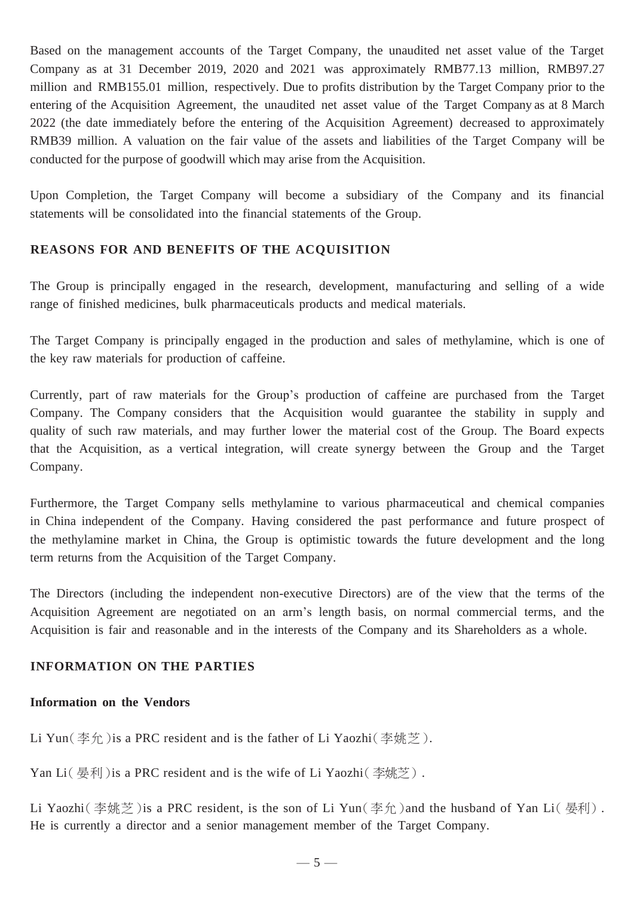Based on the management accounts of the Target Company, the unaudited net asset value of the Target Company as at 31 December 2019, 2020 and 2021 was approximately RMB77.13 million, RMB97.27 million and RMB155.01 million, respectively. Due to profits distribution by the Target Company prior to the entering of the Acquisition Agreement, the unaudited net asset value of the Target Company as at 8 March 2022 (the date immediately before the entering of the Acquisition Agreement) decreased to approximately RMB39 million. A valuation on the fair value of the assets and liabilities of the Target Company will be conducted for the purpose of goodwill which may arise from the Acquisition.

Upon Completion, the Target Company will become a subsidiary of the Company and its financial statements will be consolidated into the financial statements of the Group.

## REASONS FOR AND BENEFITS OF THE ACQUISITION

The Group is principally engaged in the research, development, manufacturing and selling of a wide range of finished medicines, bulk pharmaceuticals products and medical materials.

The Target Company is principally engaged in the production and sales of methylamine, which is one of the key raw materials for production of caffeine.

Currently, part of raw materials for the Group's production of caffeine are purchased from the Target Company. The Company considers that the Acquisition would guarantee the stability in supply and quality of such raw materials, and may further lower the material cost of the Group. The Board expects that the Acquisition, as a vertical integration, will create synergy between the Group and the Target Company.

Furthermore, the Target Company sells methylamine to various pharmaceutical and chemical companies in China independent of the Company. Having considered the past performance and future prospect of the methylamine market in China, the Group is optimistic towards the future development and the long term returns from the Acquisition of the Target Company.

The Directors (including the independent non-executive Directors) are of the view that the terms of the Acquisition Agreement are negotiated on an arm's length basis, on normal commercial terms, and the Acquisition is fair and reasonable and in the interests of the Company and its Shareholders as a whole.

## INFORMATION ON THE PARTIES

### Information on the Vendors

Li Yun(李允)is a PRC resident and is the father of Li Yaozhi(李姚芝).

Yan Li(晏利)is a PRC resident and is the wife of Li Yaozhi(李姚芝).

Li Yaozhi(李姚芝)is a PRC resident, is the son of Li Yun(李允)and the husband of Yan Li(晏利). He is currently a director and a senior management member of the Target Company.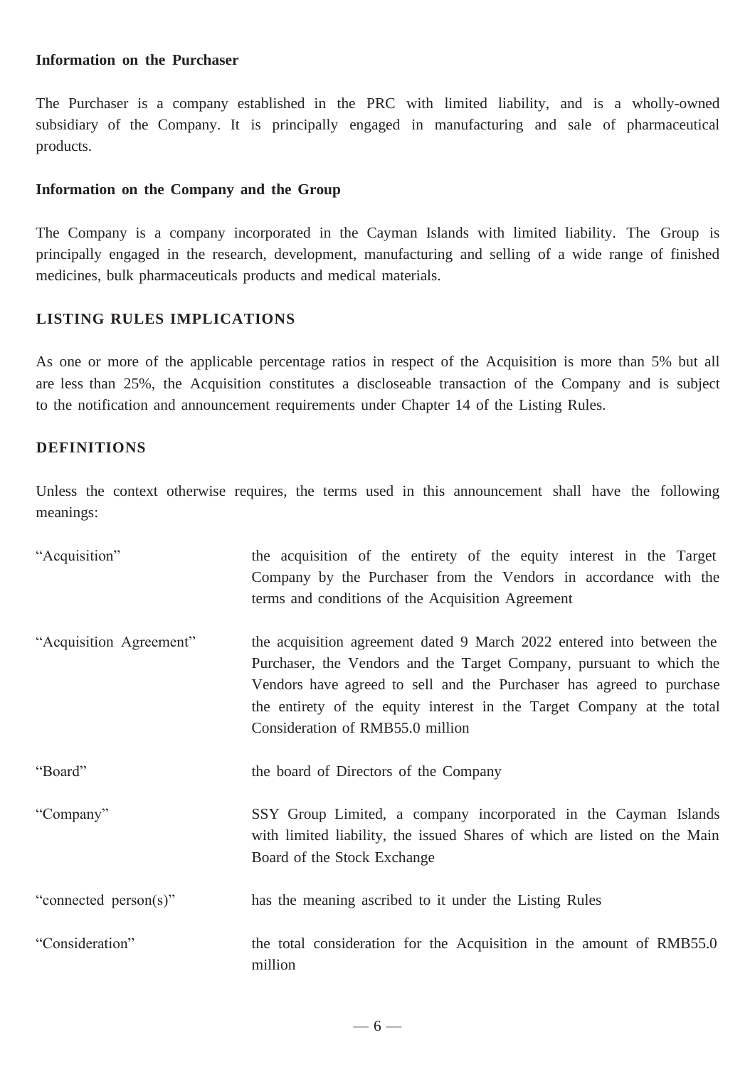**Information on the Purchaser**

The Purchaser is a company established in the PRC with limited liability, and is a wholly-owned subsidiary of the Company. It is principally engaged in manufacturing and sale of pharmaceutical products.

**Information on the Company and the Group**

The Company is a company incorporated in the Cayman Islands with limited liability. The Group is principally engaged in the research, development, manufacturing and selling of a wide range of finished medicines, bulk pharmaceuticals products and medical materials.

## LISTING RULES IMPLICATIONS

As one or more of the applicable percentage ratios in respect of the Acquisition is more than 5% but all are less than 25%, the Acquisition constitutes a discloseable transaction of the Company and is subject to the notification and announcement requirements under Chapter 14 of the Listing Rules.

## DEFINITIONS

Unless the context otherwise requires, the terms used in this announcement shall have the following meanings:

| | |
|---|---|
| "Acquisition" | the acquisition of the entirety of the equity interest in the Target Company by the Purchaser from the Vendors in accordance with the terms and conditions of the Acquisition Agreement |
| "Acquisition Agreement" | the acquisition agreement dated 9 March 2022 entered into between the Purchaser, the Vendors and the Target Company, pursuant to which the Vendors have agreed to sell and the Purchaser has agreed to purchase the entirety of the equity interest in the Target Company at the total Consideration of RMB55.0 million |
| "Board" | the board of Directors of the Company |
| "Company" | SSY Group Limited, a company incorporated in the Cayman Islands with limited liability, the issued Shares of which are listed on the Main Board of the Stock Exchange |
| "connected person(s)" | has the meaning ascribed to it under the Listing Rules |
| "Consideration" | the total consideration for the Acquisition in the amount of RMB55.0 million |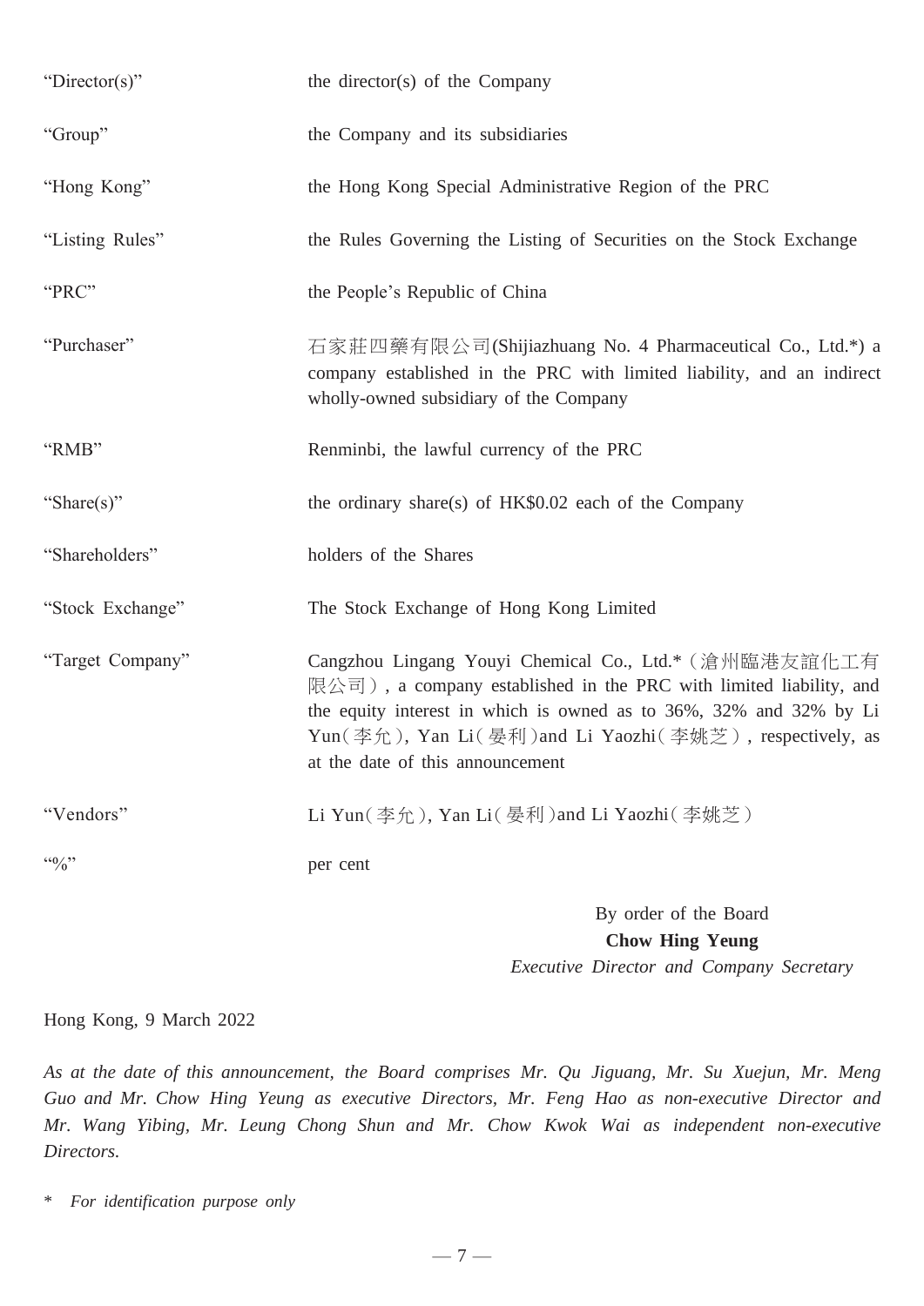| | |
|---|---|
| “Director(s)” | the director(s) of the Company |
| “Group” | the Company and its subsidiaries |
| “Hong Kong” | the Hong Kong Special Administrative Region of the PRC |
| “Listing Rules” | the Rules Governing the Listing of Securities on the Stock Exchange |
| “PRC” | the People’s Republic of China |
| “Purchaser” | 石家莊四藥有限公司(Shijiazhuang No. 4 Pharmaceutical Co., Ltd.*) a company established in the PRC with limited liability, and an indirect wholly-owned subsidiary of the Company |
| “RMB” | Renminbi, the lawful currency of the PRC |
| “Share(s)” | the ordinary share(s) of HK$0.02 each of the Company |
| “Shareholders” | holders of the Shares |
| “Stock Exchange” | The Stock Exchange of Hong Kong Limited |
| “Target Company” | Cangzhou Lingang Youyi Chemical Co., Ltd.*（滄州臨港友誼化工有限公司）, a company established in the PRC with limited liability, and the equity interest in which is owned as to 36%, 32% and 32% by Li Yun（李允）, Yan Li（晏利）and Li Yaozhi（李姚芝）, respectively, as at the date of this announcement |
| “Vendors” | Li Yun（李允）, Yan Li（晏利）and Li Yaozhi（李姚芝） |
| “%” | per cent |

By order of the Board
**Chow Hing Yeung**
*Executive Director and Company Secretary*

Hong Kong, 9 March 2022

*As at the date of this announcement, the Board comprises Mr. Qu Jiguang, Mr. Su Xuejun, Mr. Meng Guo and Mr. Chow Hing Yeung as executive Directors, Mr. Feng Hao as non-executive Director and Mr. Wang Yibing, Mr. Leung Chong Shun and Mr. Chow Kwok Wai as independent non-executive Directors.*

\* *For identification purpose only*